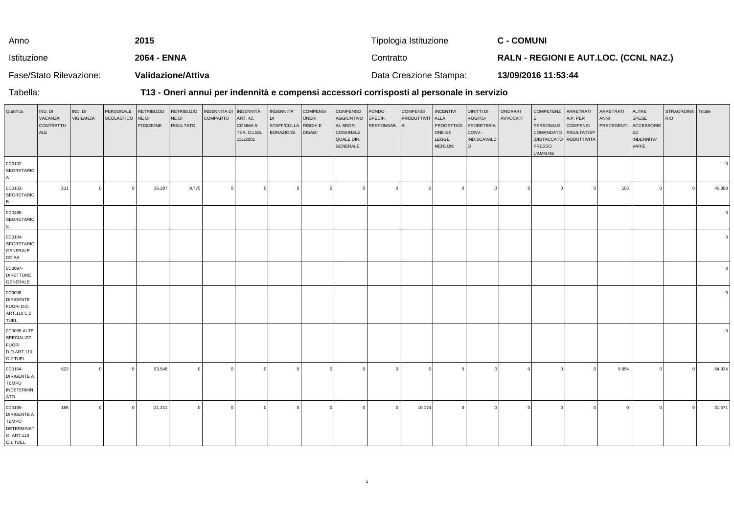| Anno | 2015 | Tipologia Istituzione | C - COMUNI |
|---|---|---|---|
| Istituzione | 2064 - ENNA | Contratto | RALN - REGIONI E AUT.LOC. (CCNL NAZ.) |
| Fase/Stato Rilevazione: | Validazione/Attiva | Data Creazione Stampa: | 13/09/2016 11:53:44 |

Tabella: **T13 - Oneri annui per indennità e compensi accessori corrisposti al personale in servizio**

| Qualifica | IND. DI VACANZA CONTRATTUALE | IND. DI VIGILANZA | PERSONALE SCOLASTICO | RETRIBUZIONE DI POSIZIONE | RETRIBUZIONE DI RISULTATO | INDENNITA DI COMPARTO | INDENNITÀ ART. 42, COMMA 5-TER, D.LGS. 151/2001 | INDENNITA' DI STAFF/COLLABORAZIONE | COMPENSI ONERI RISCHI E DISAGI | COMPENSO AGGIUNTIVO AL SEGR. COMUNALE QUALE DIR. GENERALE | FONDO SPECIF. RESPONSAB. | COMPENSI PRODUTTIVITA' | INCENTIVI ALLA PROGETTAZIONE EX LEGGE MERLONI | DIRITTI DI ROGITO-SEGRETERIA CONV.-IND.SCAVALCO | ONORARI AVVOCATI | COMPETENZE PERSONALE COMANDATO /DISTACCATO PRESSO L'AMM.NE | ARRETRATI A.P. PER COMPENSI RISULTATO/PRODUTTIVITÀ | ARRETRATI ANNI PRECEDENTI | ALTRE SPESE ACCESSORIE ED INDENNITA' VARIE | STRAORDINARIO | Totale |
|---|---|---|---|---|---|---|---|---|---|---|---|---|---|---|---|---|---|---|---|---|---|
| 0D0102-SEGRETARIO A | | | | | | | | | | | | | | | | | | | | | 0 |
| 0D0103-SEGRETARIO B | 231 | 0 | 0 | 36.287 | 9.775 | 0 | 0 | 0 | 0 | 0 | 0 | 0 | 0 | 0 | 0 | 0 | 0 | 105 | 0 | 0 | 46.398 |
| 0D0485-SEGRETARIO C | | | | | | | | | | | | | | | | | | | | | 0 |
| 0D0104-SEGRETARIO GENERALE CCIAA | | | | | | | | | | | | | | | | | | | | | 0 |
| 0D0097-DIRETTORE GENERALE | | | | | | | | | | | | | | | | | | | | | 0 |
| 0D0098-DIRIGENTE FUORI D.O. ART.110 C.2 TUEL | | | | | | | | | | | | | | | | | | | | | 0 |
| 0D0095-ALTE SPECIALIZZ. FUORI D.O.ART.110 C.2 TUEL | | | | | | | | | | | | | | | | | | | | | 0 |
| 0D0164-DIRIGENTE A TEMPO INDETERMINATO | 622 | 0 | 0 | 53.548 | 0 | 0 | 0 | 0 | 0 | 0 | 0 | 0 | 0 | 0 | 0 | 0 | 0 | 9.854 | 0 | 0 | 64.024 |
| 0D0165-DIRIGENTE A TEMPO DETERMINATO ART.110 C.1 TUEL | 186 | 0 | 0 | 21.211 | 0 | 0 | 0 | 0 | 0 | 0 | 0 | 10.174 | 0 | 0 | 0 | 0 | 0 | 0 | 0 | 0 | 31.571 |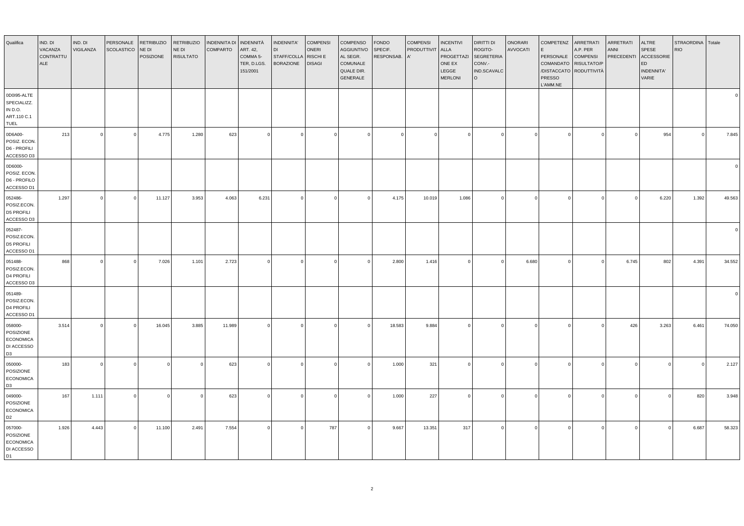| Qualifica | IND. DI VACANZA CONTRATTUALE | IND. DI VIGILANZA | PERSONALE SCOLASTICO | RETRIBUZIONE DI POSIZIONE | RETRIBUZIONE DI RISULTATO | INDENNITA DI COMPARTO | INDENNITÀ ART. 42, COMMA 5-TER, D.LGS. 151/2001 | INDENNITA' DI STAFF/COLLABORAZIONE | COMPENSI ONERI RISCHI E DISAGI | COMPENSO AGGIUNTIVO AL SEGR. COMUNALE QUALE DIR. GENERALE | FONDO SPECIF. RESPONSAB. | COMPENSI PRODUTTIVITA' | INCENTIVI ALLA PROGETTAZIONE EX LEGGE MERLONI | DIRITTI DI ROGITO-SEGRETERIA CONV.-IND.SCAVALCO | ONORARI AVVOCATI | COMPETENZE PERSONALE COMANDATO /DISTACCATO PRESSO L'AMM.NE | ARRETRATI A.P. PER COMPENSI RISULTATO/PRODUTTIVITÀ | ARRETRATI ANNI PRECEDENTI | ALTRE SPESE ACCESSORIE ED INDENNITA' VARIE | STRAORDINARIO | Totale |
|---|---|---|---|---|---|---|---|---|---|---|---|---|---|---|---|---|---|---|---|---|---|
| 0D0I95-ALTE SPECIALIZZ. IN D.O. ART.110 C.1 TUEL | | | | | | | | | | | | | | | | | | | | | 0 |
| 0D6A00-POSIZ. ECON. D6 - PROFILI ACCESSO D3 | 213 | 0 | 0 | 4.775 | 1.280 | 623 | 0 | 0 | 0 | 0 | 0 | 0 | 0 | 0 | 0 | 0 | 0 | 0 | 954 | 0 | 7.845 |
| 0D6000-POSIZ. ECON. D6 - PROFILO ACCESSO D1 | | | | | | | | | | | | | | | | | | | | | 0 |
| 052486-POSIZ.ECON. D5 PROFILI ACCESSO D3 | 1.297 | 0 | 0 | 11.127 | 3.953 | 4.063 | 6.231 | 0 | 0 | 0 | 4.175 | 10.019 | 1.086 | 0 | 0 | 0 | 0 | 0 | 6.220 | 1.392 | 49.563 |
| 052487-POSIZ.ECON. D5 PROFILI ACCESSO D1 | | | | | | | | | | | | | | | | | | | | | 0 |
| 051488-POSIZ.ECON. D4 PROFILI ACCESSO D3 | 868 | 0 | 0 | 7.026 | 1.101 | 2.723 | 0 | 0 | 0 | 0 | 2.800 | 1.416 | 0 | 0 | 6.680 | 0 | 0 | 6.745 | 802 | 4.391 | 34.552 |
| 051489-POSIZ.ECON. D4 PROFILI ACCESSO D1 | | | | | | | | | | | | | | | | | | | | | 0 |
| 058000-POSIZIONE ECONOMICA DI ACCESSO D3 | 3.514 | 0 | 0 | 16.045 | 3.885 | 11.989 | 0 | 0 | 0 | 0 | 18.583 | 9.884 | 0 | 0 | 0 | 0 | 0 | 426 | 3.263 | 6.461 | 74.050 |
| 050000-POSIZIONE ECONOMICA D3 | 183 | 0 | 0 | 0 | 0 | 623 | 0 | 0 | 0 | 0 | 1.000 | 321 | 0 | 0 | 0 | 0 | 0 | 0 | 0 | 0 | 2.127 |
| 049000-POSIZIONE ECONOMICA D2 | 167 | 1.111 | 0 | 0 | 0 | 623 | 0 | 0 | 0 | 0 | 1.000 | 227 | 0 | 0 | 0 | 0 | 0 | 0 | 0 | 820 | 3.948 |
| 057000-POSIZIONE ECONOMICA DI ACCESSO D1 | 1.926 | 4.443 | 0 | 11.100 | 2.491 | 7.554 | 0 | 0 | 787 | 0 | 9.667 | 13.351 | 317 | 0 | 0 | 0 | 0 | 0 | 0 | 6.687 | 58.323 |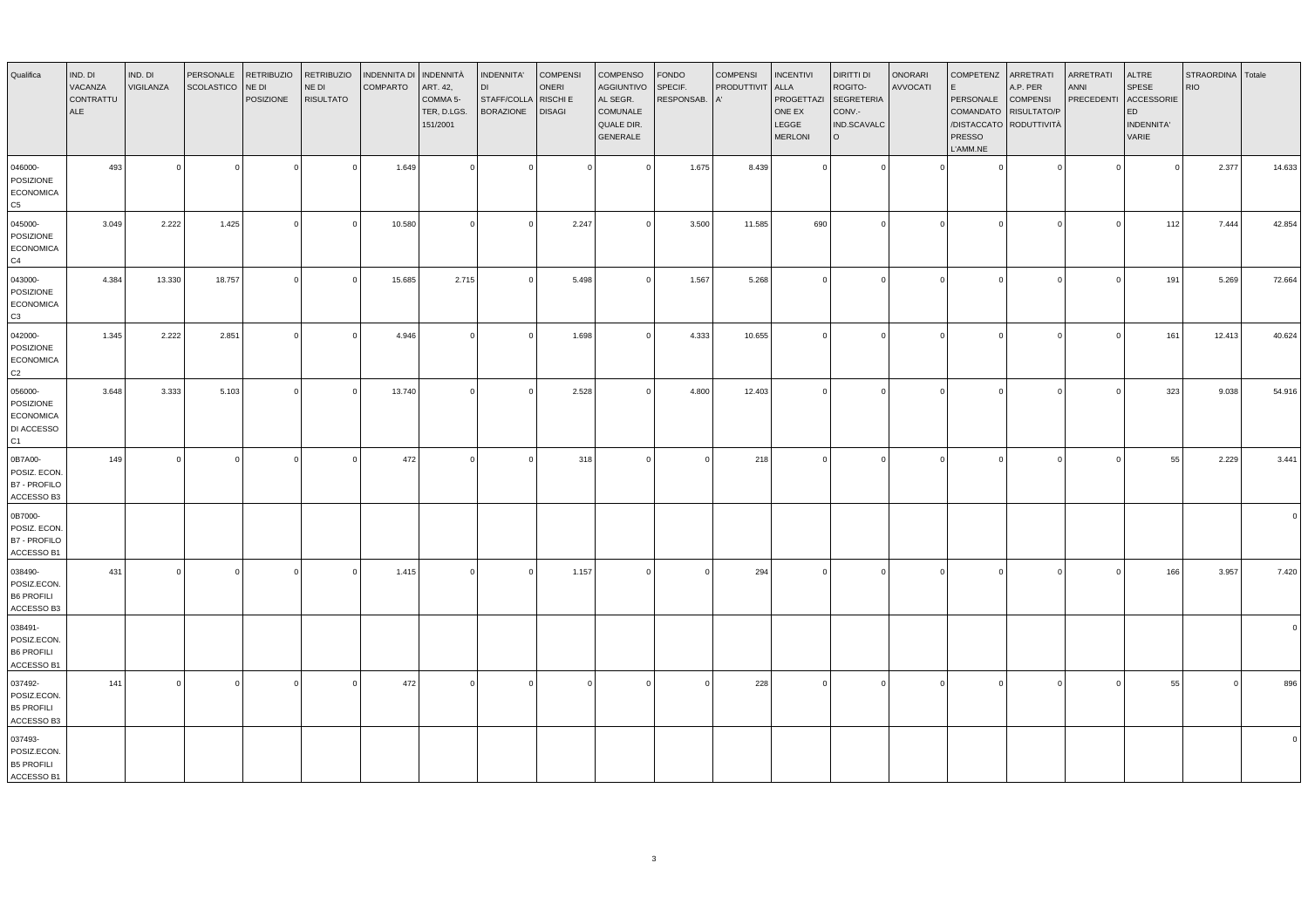| Qualifica | IND. DI VACANZA CONTRATTUALE | IND. DI VIGILANZA | PERSONALE SCOLASTICO | RETRIBUZIONE DI POSIZIONE | RETRIBUZIONE DI RISULTATO | INDENNITA DI COMPARTO | INDENNITÀ ART. 42, COMMA 5-TER, D.LGS. 151/2001 | INDENNITA' DI STAFF/COLLABORAZIONE | COMPENSI ONERI RISCHI E DISAGI | COMPENSO AGGIUNTIVO AL SEGR. COMUNALE QUALE DIR. GENERALE | FONDO SPECIF. RESPONSAB. | COMPENSI PRODUTTIVITA' | INCENTIVI ALLA PROGETTAZIONE EX LEGGE MERLONI | DIRITTI DI ROGITO-SEGRETERIA CONV.-IND.SCAVALCO | ONORARI AVVOCATI | COMPETENZE PERSONALE COMANDATO /DISTACCATO PRESSO L'AMM.NE | ARRETRATI A.P. PER COMPENSI RISULTATO/PRODUTTIVITÀ | ARRETRATI ANNI PRECEDENTI | ALTRE SPESE ACCESSORIE ED INDENNITA' VARIE | STRAORDINARIO | Totale |
|---|---|---|---|---|---|---|---|---|---|---|---|---|---|---|---|---|---|---|---|---|---|
| 046000-POSIZIONE ECONOMICA C5 | 493 | 0 | 0 | 0 | 0 | 1.649 | 0 | 0 | 0 | 0 | 1.675 | 8.439 | 0 | 0 | 0 | 0 | 0 | 0 | 0 | 2.377 | 14.633 |
| 045000-POSIZIONE ECONOMICA C4 | 3.049 | 2.222 | 1.425 | 0 | 0 | 10.580 | 0 | 0 | 2.247 | 0 | 3.500 | 11.585 | 690 | 0 | 0 | 0 | 0 | 0 | 112 | 7.444 | 42.854 |
| 043000-POSIZIONE ECONOMICA C3 | 4.384 | 13.330 | 18.757 | 0 | 0 | 15.685 | 2.715 | 0 | 5.498 | 0 | 1.567 | 5.268 | 0 | 0 | 0 | 0 | 0 | 0 | 191 | 5.269 | 72.664 |
| 042000-POSIZIONE ECONOMICA C2 | 1.345 | 2.222 | 2.851 | 0 | 0 | 4.946 | 0 | 0 | 1.698 | 0 | 4.333 | 10.655 | 0 | 0 | 0 | 0 | 0 | 0 | 161 | 12.413 | 40.624 |
| 056000-POSIZIONE ECONOMICA DI ACCESSO C1 | 3.648 | 3.333 | 5.103 | 0 | 0 | 13.740 | 0 | 0 | 2.528 | 0 | 4.800 | 12.403 | 0 | 0 | 0 | 0 | 0 | 0 | 323 | 9.038 | 54.916 |
| 0B7A00-POSIZ. ECON. B7 - PROFILO ACCESSO B3 | 149 | 0 | 0 | 0 | 0 | 472 | 0 | 0 | 318 | 0 | 0 | 218 | 0 | 0 | 0 | 0 | 0 | 0 | 55 | 2.229 | 3.441 |
| 0B7000-POSIZ. ECON. B7 - PROFILO ACCESSO B1 | | | | | | | | | | | | | | | | | | | | | 0 |
| 038490-POSIZ.ECON. B6 PROFILI ACCESSO B3 | 431 | 0 | 0 | 0 | 0 | 1.415 | 0 | 0 | 1.157 | 0 | 0 | 294 | 0 | 0 | 0 | 0 | 0 | 0 | 166 | 3.957 | 7.420 |
| 038491-POSIZ.ECON. B6 PROFILI ACCESSO B1 | | | | | | | | | | | | | | | | | | | | | 0 |
| 037492-POSIZ.ECON. B5 PROFILI ACCESSO B3 | 141 | 0 | 0 | 0 | 0 | 472 | 0 | 0 | 0 | 0 | 0 | 228 | 0 | 0 | 0 | 0 | 0 | 0 | 55 | 0 | 896 |
| 037493-POSIZ.ECON. B5 PROFILI ACCESSO B1 | | | | | | | | | | | | | | | | | | | | | 0 |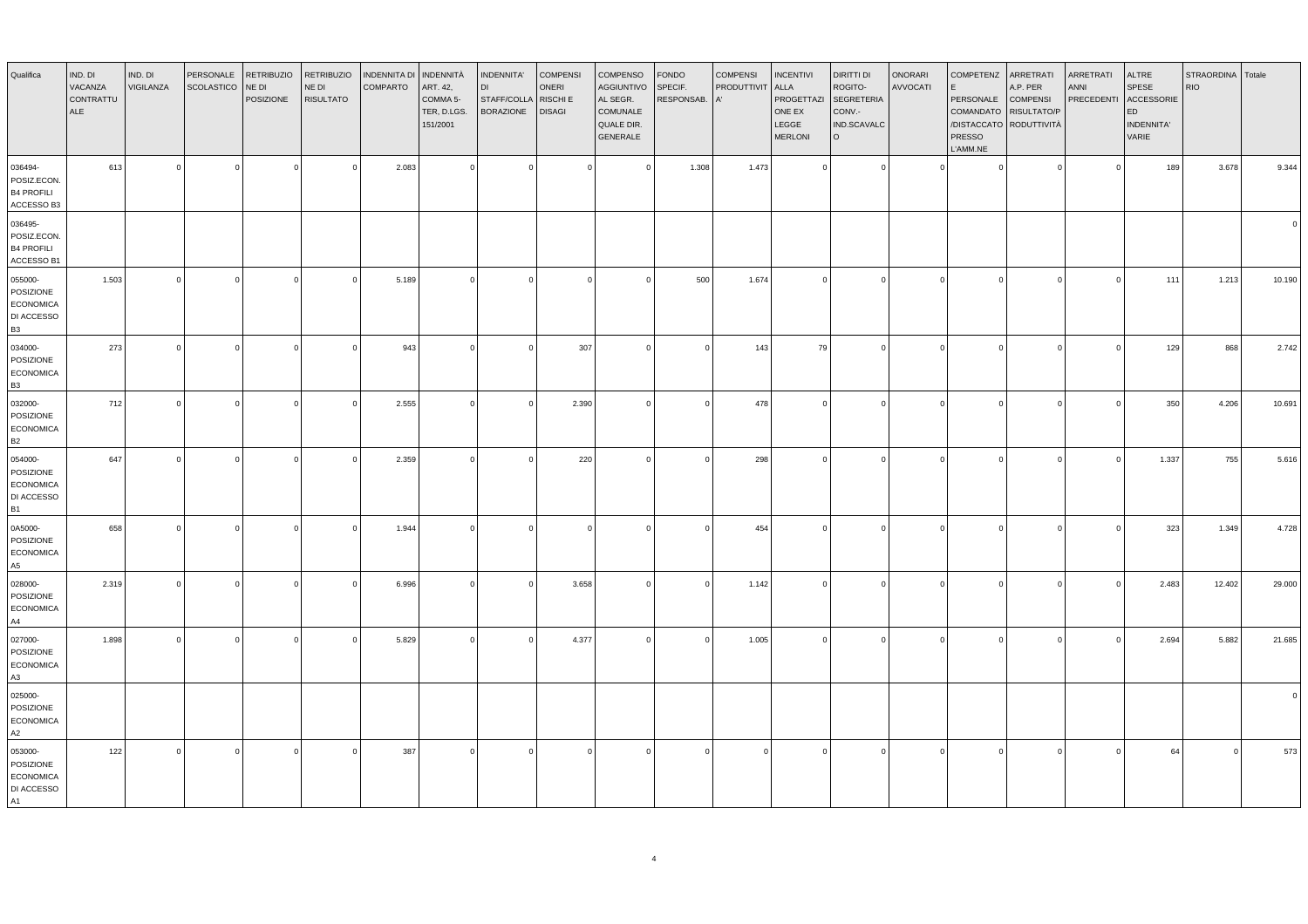| Qualifica | IND. DI VACANZA CONTRATTUALE | IND. DI VIGILANZA | PERSONALE SCOLASTICO | RETRIBUZIONE DI POSIZIONE | RETRIBUZIONE DI RISULTATO | INDENNITA DI COMPARTO | INDENNITÀ ART. 42, COMMA 5-TER, D.LGS. 151/2001 | INDENNITA' DI STAFF/COLLABORAZIONE | COMPENSI ONERI RISCHI E DISAGI | COMPENSO AGGIUNTIVO AL SEGR. COMUNALE QUALE DIR. GENERALE | FONDO SPECIF. RESPONSAB. | COMPENSI PRODUTTIVITA' | INCENTIVI ALLA PROGETTAZIONE EX LEGGE MERLONI | DIRITTI DI ROGITO-SEGRETERIA CONV.-IND.SCAVALCO | ONORARI AVVOCATI | COMPETENZE PERSONALE COMANDATO /DISTACCATO PRESSO L'AMM.NE | ARRETRATI A.P. PER COMPENSI RISULTATO/PRODUTTIVITÀ | ARRETRATI ANNI PRECEDENTI | ALTRE SPESE ACCESSORIE ED INDENNITA' VARIE | STRAORDINARIO | Totale |
|---|---|---|---|---|---|---|---|---|---|---|---|---|---|---|---|---|---|---|---|---|---|
| 036494-POSIZ.ECON. B4 PROFILI ACCESSO B3 | 613 | 0 | 0 | 0 | 0 | 2.083 | 0 | 0 | 0 | 0 | 1.308 | 1.473 | 0 | 0 | 0 | 0 | 0 | 0 | 189 | 3.678 | 9.344 |
| 036495-POSIZ.ECON. B4 PROFILI ACCESSO B1 | | | | | | | | | | | | | | | | | | | | | 0 |
| 055000-POSIZIONE ECONOMICA DI ACCESSO B3 | 1.503 | 0 | 0 | 0 | 0 | 5.189 | 0 | 0 | 0 | 0 | 500 | 1.674 | 0 | 0 | 0 | 0 | 0 | 0 | 111 | 1.213 | 10.190 |
| 034000-POSIZIONE ECONOMICA B3 | 273 | 0 | 0 | 0 | 0 | 943 | 0 | 0 | 307 | 0 | 0 | 143 | 79 | 0 | 0 | 0 | 0 | 0 | 129 | 868 | 2.742 |
| 032000-POSIZIONE ECONOMICA B2 | 712 | 0 | 0 | 0 | 0 | 2.555 | 0 | 0 | 2.390 | 0 | 0 | 478 | 0 | 0 | 0 | 0 | 0 | 0 | 350 | 4.206 | 10.691 |
| 054000-POSIZIONE ECONOMICA DI ACCESSO B1 | 647 | 0 | 0 | 0 | 0 | 2.359 | 0 | 0 | 220 | 0 | 0 | 298 | 0 | 0 | 0 | 0 | 0 | 0 | 1.337 | 755 | 5.616 |
| 0A5000-POSIZIONE ECONOMICA A5 | 658 | 0 | 0 | 0 | 0 | 1.944 | 0 | 0 | 0 | 0 | 0 | 454 | 0 | 0 | 0 | 0 | 0 | 0 | 323 | 1.349 | 4.728 |
| 028000-POSIZIONE ECONOMICA A4 | 2.319 | 0 | 0 | 0 | 0 | 6.996 | 0 | 0 | 3.658 | 0 | 0 | 1.142 | 0 | 0 | 0 | 0 | 0 | 0 | 2.483 | 12.402 | 29.000 |
| 027000-POSIZIONE ECONOMICA A3 | 1.898 | 0 | 0 | 0 | 0 | 5.829 | 0 | 0 | 4.377 | 0 | 0 | 1.005 | 0 | 0 | 0 | 0 | 0 | 0 | 2.694 | 5.882 | 21.685 |
| 025000-POSIZIONE ECONOMICA A2 | | | | | | | | | | | | | | | | | | | | | 0 |
| 053000-POSIZIONE ECONOMICA DI ACCESSO A1 | 122 | 0 | 0 | 0 | 0 | 387 | 0 | 0 | 0 | 0 | 0 | 0 | 0 | 0 | 0 | 0 | 0 | 0 | 64 | 0 | 573 |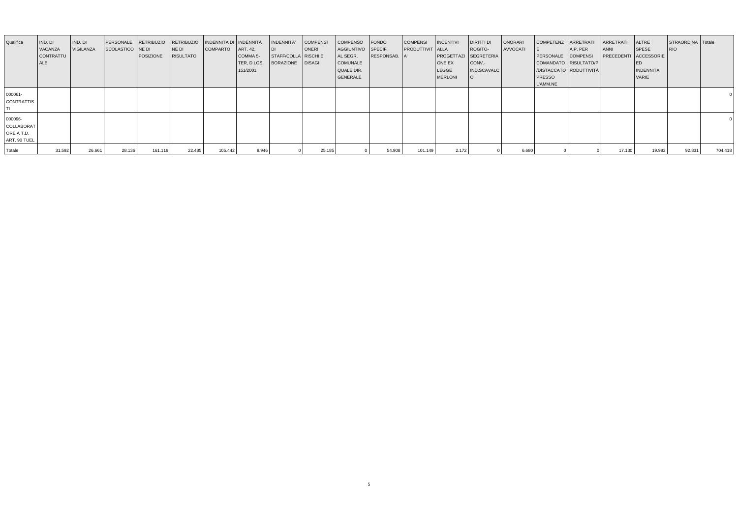| Qualifica | IND. DI VACANZA CONTRATTUALE | IND. DI VIGILANZA | PERSONALE SCOLASTICO | RETRIBUZIONE DI POSIZIONE | RETRIBUZIONE DI RISULTATO | INDENNITA DI COMPARTO | INDENNITÀ ART. 42, COMMA 5-TER, D.LGS. 151/2001 | INDENNITA' DI STAFF/COLLABORAZIONE | COMPENSI ONERI RISCHI E DISAGI | COMPENSO AGGIUNTIVO AL SEGR. COMUNALE QUALE DIR. GENERALE | FONDO SPECIF. RESPONSAB. | COMPENSI PRODUTTIVITA' | INCENTIVI ALLA PROGETTAZIONE EX LEGGE MERLONI | DIRITTI DI ROGITO-SEGRETERIA CONV.-IND.SCAVALCO | ONORARI AVVOCATI | COMPETENZE PERSONALE COMANDATO /DISTACCATO PRESSO L'AMM.NE | ARRETRATI A.P. PER COMPENSI RISULTATO/PRODUTTIVITÀ | ARRETRATI ANNI PRECEDENTI | ALTRE SPESE ACCESSORIE ED INDENNITA' VARIE | STRAORDINARIO | Totale |
|---|---|---|---|---|---|---|---|---|---|---|---|---|---|---|---|---|---|---|---|---|---|
| 000061-CONTRATTISTI | | | | | | | | | | | | | | | | | | | | | 0 |
| 000096-COLLABORATORE A T.D. ART. 90 TUEL | | | | | | | | | | | | | | | | | | | | | 0 |
| Totale | 31.592 | 26.661 | 28.136 | 161.119 | 22.485 | 105.442 | 8.946 | 0 | 25.185 | 0 | 54.908 | 101.149 | 2.172 | 0 | 6.680 | 0 | 0 | 17.130 | 19.982 | 92.831 | 704.418 |